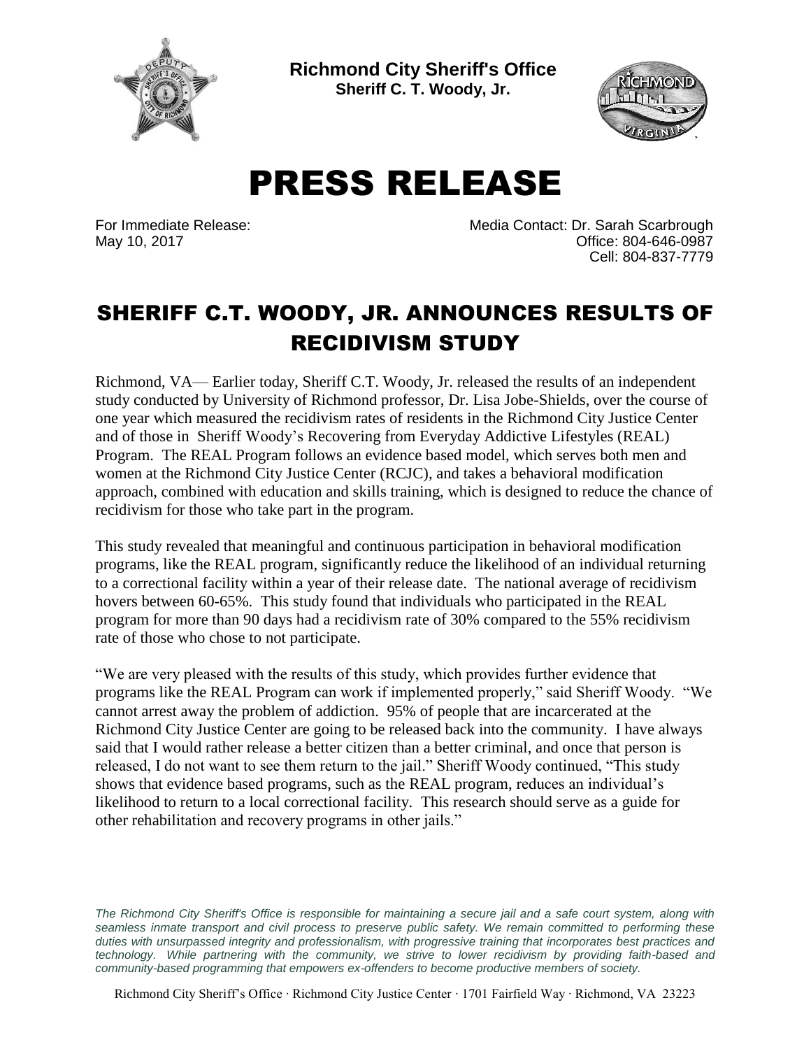**Richmond City Sheriff's Office**
**Sheriff C. T. Woody, Jr.**

# PRESS RELEASE

For Immediate Release:
May 10, 2017

Media Contact: Dr. Sarah Scarbrough
Office: 804-646-0987
Cell: 804-837-7779

## SHERIFF C.T. WOODY, JR. ANNOUNCES RESULTS OF RECIDIVISM STUDY

Richmond, VA— Earlier today, Sheriff C.T. Woody, Jr. released the results of an independent study conducted by University of Richmond professor, Dr. Lisa Jobe-Shields, over the course of one year which measured the recidivism rates of residents in the Richmond City Justice Center and of those in Sheriff Woody's Recovering from Everyday Addictive Lifestyles (REAL) Program. The REAL Program follows an evidence based model, which serves both men and women at the Richmond City Justice Center (RCJC), and takes a behavioral modification approach, combined with education and skills training, which is designed to reduce the chance of recidivism for those who take part in the program.

This study revealed that meaningful and continuous participation in behavioral modification programs, like the REAL program, significantly reduce the likelihood of an individual returning to a correctional facility within a year of their release date. The national average of recidivism hovers between 60-65%. This study found that individuals who participated in the REAL program for more than 90 days had a recidivism rate of 30% compared to the 55% recidivism rate of those who chose to not participate.

"We are very pleased with the results of this study, which provides further evidence that programs like the REAL Program can work if implemented properly," said Sheriff Woody. "We cannot arrest away the problem of addiction. 95% of people that are incarcerated at the Richmond City Justice Center are going to be released back into the community. I have always said that I would rather release a better citizen than a better criminal, and once that person is released, I do not want to see them return to the jail." Sheriff Woody continued, "This study shows that evidence based programs, such as the REAL program, reduces an individual's likelihood to return to a local correctional facility. This research should serve as a guide for other rehabilitation and recovery programs in other jails."

*The Richmond City Sheriff's Office is responsible for maintaining a secure jail and a safe court system, along with seamless inmate transport and civil process to preserve public safety. We remain committed to performing these duties with unsurpassed integrity and professionalism, with progressive training that incorporates best practices and technology. While partnering with the community, we strive to lower recidivism by providing faith-based and community-based programming that empowers ex-offenders to become productive members of society.*

Richmond City Sheriff's Office · Richmond City Justice Center · 1701 Fairfield Way · Richmond, VA 23223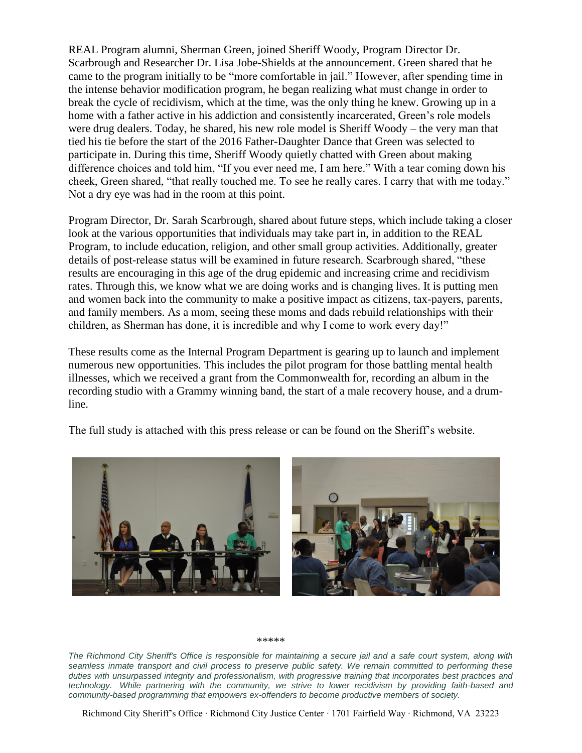REAL Program alumni, Sherman Green, joined Sheriff Woody, Program Director Dr. Scarbrough and Researcher Dr. Lisa Jobe-Shields at the announcement. Green shared that he came to the program initially to be "more comfortable in jail." However, after spending time in the intense behavior modification program, he began realizing what must change in order to break the cycle of recidivism, which at the time, was the only thing he knew. Growing up in a home with a father active in his addiction and consistently incarcerated, Green's role models were drug dealers. Today, he shared, his new role model is Sheriff Woody – the very man that tied his tie before the start of the 2016 Father-Daughter Dance that Green was selected to participate in. During this time, Sheriff Woody quietly chatted with Green about making difference choices and told him, "If you ever need me, I am here." With a tear coming down his cheek, Green shared, "that really touched me. To see he really cares. I carry that with me today." Not a dry eye was had in the room at this point.

Program Director, Dr. Sarah Scarbrough, shared about future steps, which include taking a closer look at the various opportunities that individuals may take part in, in addition to the REAL Program, to include education, religion, and other small group activities. Additionally, greater details of post-release status will be examined in future research. Scarbrough shared, "these results are encouraging in this age of the drug epidemic and increasing crime and recidivism rates. Through this, we know what we are doing works and is changing lives. It is putting men and women back into the community to make a positive impact as citizens, tax-payers, parents, and family members. As a mom, seeing these moms and dads rebuild relationships with their children, as Sherman has done, it is incredible and why I come to work every day!"

These results come as the Internal Program Department is gearing up to launch and implement numerous new opportunities. This includes the pilot program for those battling mental health illnesses, which we received a grant from the Commonwealth for, recording an album in the recording studio with a Grammy winning band, the start of a male recovery house, and a drum-line.

The full study is attached with this press release or can be found on the Sheriff's website.

\*\*\*\*\*

*The Richmond City Sheriff's Office is responsible for maintaining a secure jail and a safe court system, along with seamless inmate transport and civil process to preserve public safety. We remain committed to performing these duties with unsurpassed integrity and professionalism, with progressive training that incorporates best practices and technology. While partnering with the community, we strive to lower recidivism by providing faith-based and community-based programming that empowers ex-offenders to become productive members of society.*

Richmond City Sheriff's Office · Richmond City Justice Center · 1701 Fairfield Way · Richmond, VA 23223